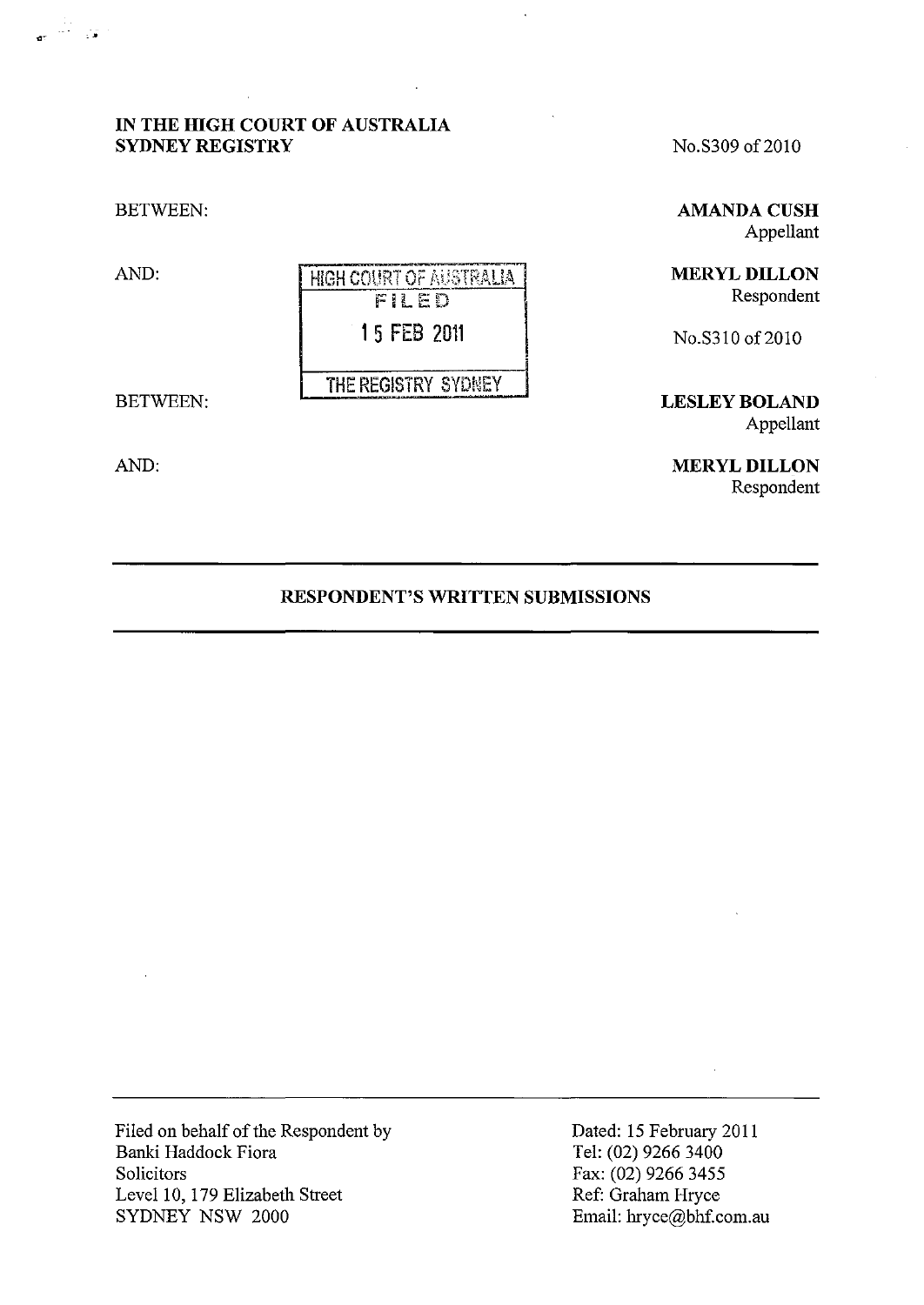**IN THE HIGH COURT OF AUSTRALIA**
**SYDNEY REGISTRY**

No.S309 of 2010

BETWEEN:

**AMANDA CUSH**
Appellant

AND:

**MERYL DILLON**
Respondent

HIGH COURT OF AUSTRALIA
FILED
15 FEB 2011
THE REGISTRY SYDNEY

No.S310 of 2010

BETWEEN:

**LESLEY BOLAND**
Appellant

AND:

**MERYL DILLON**
Respondent

---

**RESPONDENT'S WRITTEN SUBMISSIONS**

---

Filed on behalf of the Respondent by
Banki Haddock Fiora
Solicitors
Level 10, 179 Elizabeth Street
SYDNEY NSW 2000

Dated: 15 February 2011
Tel: (02) 9266 3400
Fax: (02) 9266 3455
Ref: Graham Hryce
Email: hryce@bhf.com.au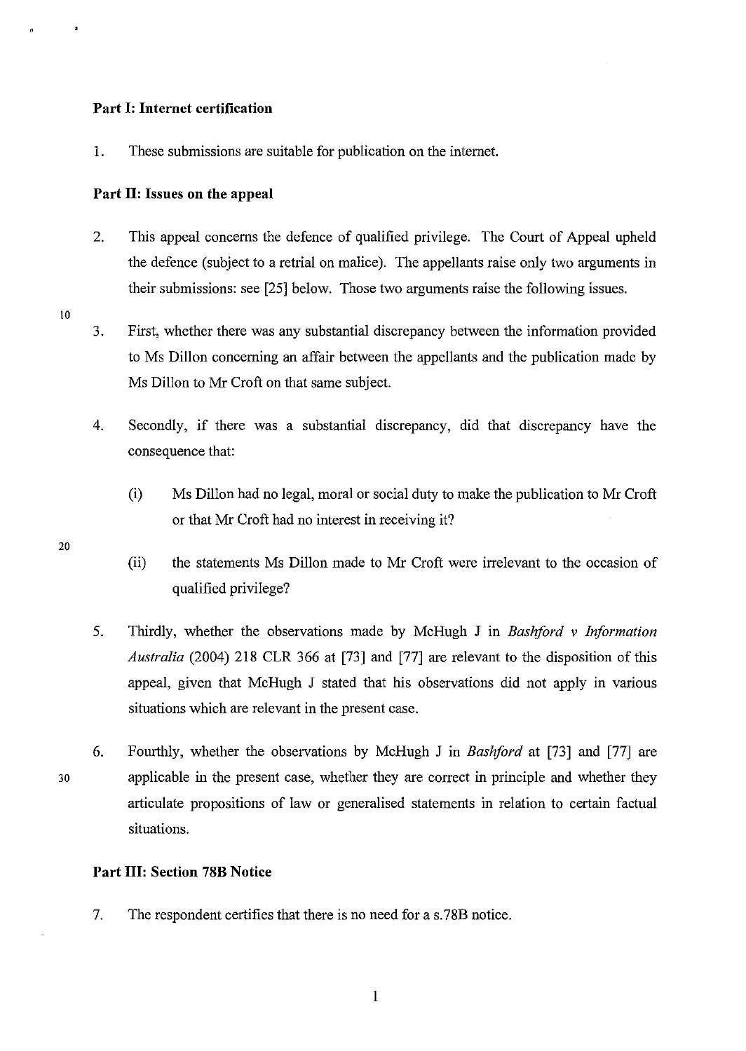**Part I: Internet certification**

1. These submissions are suitable for publication on the internet.

**Part II: Issues on the appeal**

2. This appeal concerns the defence of qualified privilege. The Court of Appeal upheld the defence (subject to a retrial on malice). The appellants raise only two arguments in their submissions: see [25] below. Those two arguments raise the following issues.

3. First, whether there was any substantial discrepancy between the information provided to Ms Dillon concerning an affair between the appellants and the publication made by Ms Dillon to Mr Croft on that same subject.

4. Secondly, if there was a substantial discrepancy, did that discrepancy have the consequence that:

   (i) Ms Dillon had no legal, moral or social duty to make the publication to Mr Croft or that Mr Croft had no interest in receiving it?

   (ii) the statements Ms Dillon made to Mr Croft were irrelevant to the occasion of qualified privilege?

5. Thirdly, whether the observations made by McHugh J in *Bashford v Information Australia* (2004) 218 CLR 366 at [73] and [77] are relevant to the disposition of this appeal, given that McHugh J stated that his observations did not apply in various situations which are relevant in the present case.

6. Fourthly, whether the observations by McHugh J in *Bashford* at [73] and [77] are applicable in the present case, whether they are correct in principle and whether they articulate propositions of law or generalised statements in relation to certain factual situations.

**Part III: Section 78B Notice**

7. The respondent certifies that there is no need for a s.78B notice.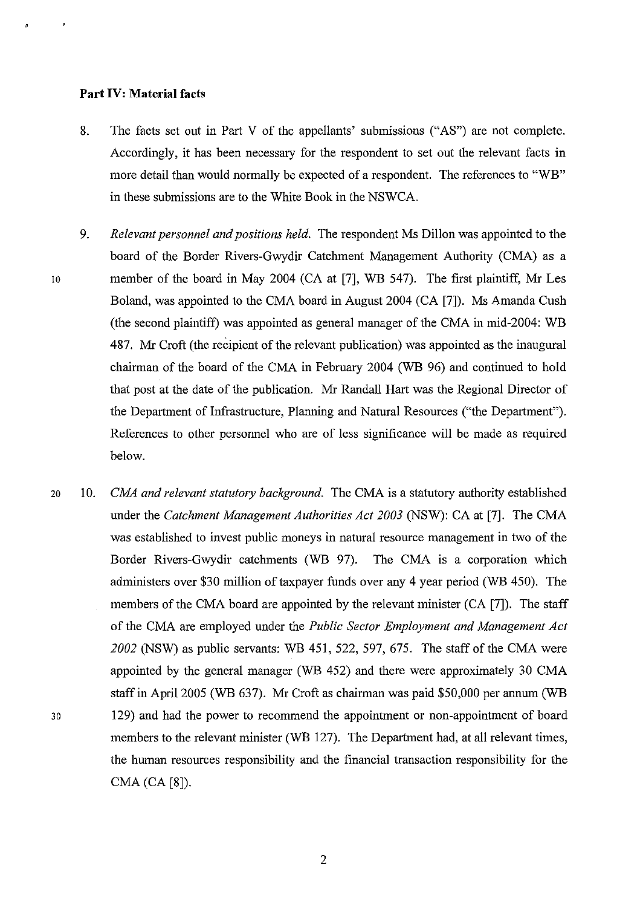## Part IV: Material facts

8. The facts set out in Part V of the appellants' submissions ("AS") are not complete. Accordingly, it has been necessary for the respondent to set out the relevant facts in more detail than would normally be expected of a respondent. The references to "WB" in these submissions are to the White Book in the NSWCA.

9. *Relevant personnel and positions held.* The respondent Ms Dillon was appointed to the board of the Border Rivers-Gwydir Catchment Management Authority (CMA) as a member of the board in May 2004 (CA at [7], WB 547). The first plaintiff, Mr Les Boland, was appointed to the CMA board in August 2004 (CA [7]). Ms Amanda Cush (the second plaintiff) was appointed as general manager of the CMA in mid-2004: WB 487. Mr Croft (the recipient of the relevant publication) was appointed as the inaugural chairman of the board of the CMA in February 2004 (WB 96) and continued to hold that post at the date of the publication. Mr Randall Hart was the Regional Director of the Department of Infrastructure, Planning and Natural Resources ("the Department"). References to other personnel who are of less significance will be made as required below.

10. *CMA and relevant statutory background.* The CMA is a statutory authority established under the *Catchment Management Authorities Act 2003* (NSW): CA at [7]. The CMA was established to invest public moneys in natural resource management in two of the Border Rivers-Gwydir catchments (WB 97). The CMA is a corporation which administers over $30 million of taxpayer funds over any 4 year period (WB 450). The members of the CMA board are appointed by the relevant minister (CA [7]). The staff of the CMA are employed under the *Public Sector Employment and Management Act 2002* (NSW) as public servants: WB 451, 522, 597, 675. The staff of the CMA were appointed by the general manager (WB 452) and there were approximately 30 CMA staff in April 2005 (WB 637). Mr Croft as chairman was paid $50,000 per annum (WB 129) and had the power to recommend the appointment or non-appointment of board members to the relevant minister (WB 127). The Department had, at all relevant times, the human resources responsibility and the financial transaction responsibility for the CMA (CA [8]).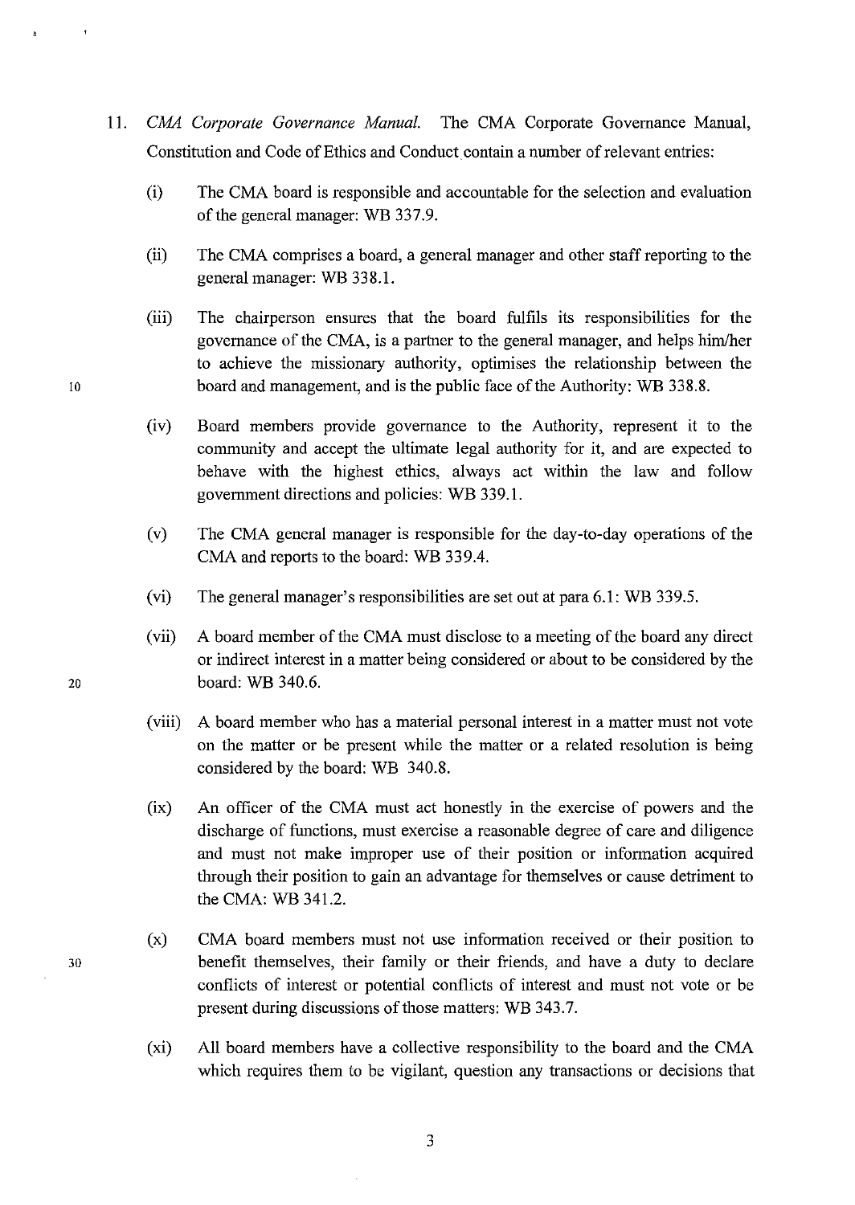11. *CMA Corporate Governance Manual.* The CMA Corporate Governance Manual, Constitution and Code of Ethics and Conduct contain a number of relevant entries:

    (i) The CMA board is responsible and accountable for the selection and evaluation of the general manager: WB 337.9.

    (ii) The CMA comprises a board, a general manager and other staff reporting to the general manager: WB 338.1.

    (iii) The chairperson ensures that the board fulfils its responsibilities for the governance of the CMA, is a partner to the general manager, and helps him/her to achieve the missionary authority, optimises the relationship between the board and management, and is the public face of the Authority: WB 338.8.

    (iv) Board members provide governance to the Authority, represent it to the community and accept the ultimate legal authority for it, and are expected to behave with the highest ethics, always act within the law and follow government directions and policies: WB 339.1.

    (v) The CMA general manager is responsible for the day-to-day operations of the CMA and reports to the board: WB 339.4.

    (vi) The general manager's responsibilities are set out at para 6.1: WB 339.5.

    (vii) A board member of the CMA must disclose to a meeting of the board any direct or indirect interest in a matter being considered or about to be considered by the board: WB 340.6.

    (viii) A board member who has a material personal interest in a matter must not vote on the matter or be present while the matter or a related resolution is being considered by the board: WB 340.8.

    (ix) An officer of the CMA must act honestly in the exercise of powers and the discharge of functions, must exercise a reasonable degree of care and diligence and must not make improper use of their position or information acquired through their position to gain an advantage for themselves or cause detriment to the CMA: WB 341.2.

    (x) CMA board members must not use information received or their position to benefit themselves, their family or their friends, and have a duty to declare conflicts of interest or potential conflicts of interest and must not vote or be present during discussions of those matters: WB 343.7.

    (xi) All board members have a collective responsibility to the board and the CMA which requires them to be vigilant, question any transactions or decisions that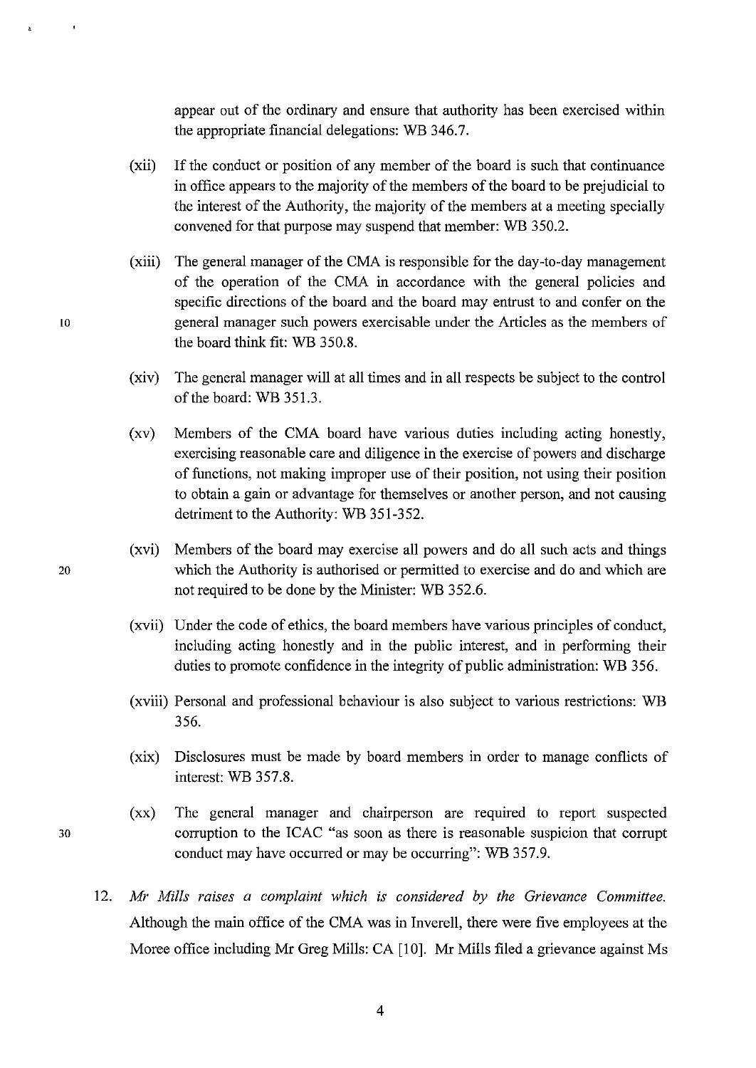appear out of the ordinary and ensure that authority has been exercised within the appropriate financial delegations: WB 346.7.

(xii) If the conduct or position of any member of the board is such that continuance in office appears to the majority of the members of the board to be prejudicial to the interest of the Authority, the majority of the members at a meeting specially convened for that purpose may suspend that member: WB 350.2.

(xiii) The general manager of the CMA is responsible for the day-to-day management of the operation of the CMA in accordance with the general policies and specific directions of the board and the board may entrust to and confer on the general manager such powers exercisable under the Articles as the members of the board think fit: WB 350.8.

(xiv) The general manager will at all times and in all respects be subject to the control of the board: WB 351.3.

(xv) Members of the CMA board have various duties including acting honestly, exercising reasonable care and diligence in the exercise of powers and discharge of functions, not making improper use of their position, not using their position to obtain a gain or advantage for themselves or another person, and not causing detriment to the Authority: WB 351-352.

(xvi) Members of the board may exercise all powers and do all such acts and things which the Authority is authorised or permitted to exercise and do and which are not required to be done by the Minister: WB 352.6.

(xvii) Under the code of ethics, the board members have various principles of conduct, including acting honestly and in the public interest, and in performing their duties to promote confidence in the integrity of public administration: WB 356.

(xviii) Personal and professional behaviour is also subject to various restrictions: WB 356.

(xix) Disclosures must be made by board members in order to manage conflicts of interest: WB 357.8.

(xx) The general manager and chairperson are required to report suspected corruption to the ICAC "as soon as there is reasonable suspicion that corrupt conduct may have occurred or may be occurring": WB 357.9.

12. *Mr Mills raises a complaint which is considered by the Grievance Committee.* Although the main office of the CMA was in Inverell, there were five employees at the Moree office including Mr Greg Mills: CA [10]. Mr Mills filed a grievance against Ms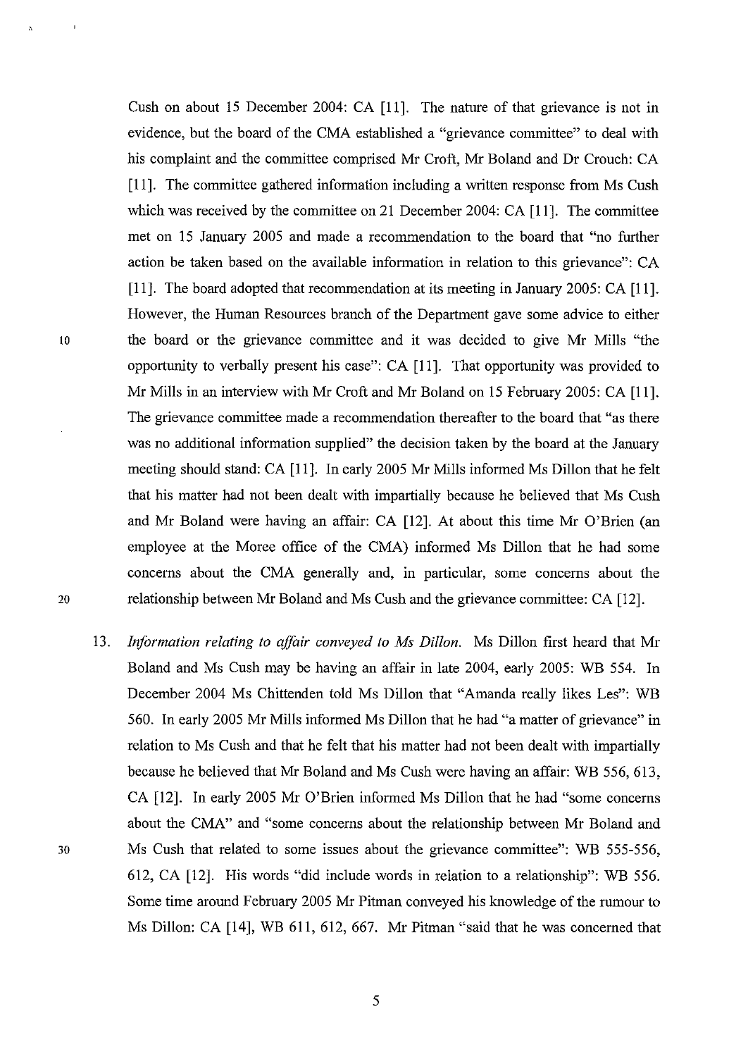Cush on about 15 December 2004: CA [11]. The nature of that grievance is not in evidence, but the board of the CMA established a "grievance committee" to deal with his complaint and the committee comprised Mr Croft, Mr Boland and Dr Crouch: CA [11]. The committee gathered information including a written response from Ms Cush which was received by the committee on 21 December 2004: CA [11]. The committee met on 15 January 2005 and made a recommendation to the board that "no further action be taken based on the available information in relation to this grievance": CA [11]. The board adopted that recommendation at its meeting in January 2005: CA [11]. However, the Human Resources branch of the Department gave some advice to either the board or the grievance committee and it was decided to give Mr Mills "the opportunity to verbally present his case": CA [11]. That opportunity was provided to Mr Mills in an interview with Mr Croft and Mr Boland on 15 February 2005: CA [11]. The grievance committee made a recommendation thereafter to the board that "as there was no additional information supplied" the decision taken by the board at the January meeting should stand: CA [11]. In early 2005 Mr Mills informed Ms Dillon that he felt that his matter had not been dealt with impartially because he believed that Ms Cush and Mr Boland were having an affair: CA [12]. At about this time Mr O'Brien (an employee at the Moree office of the CMA) informed Ms Dillon that he had some concerns about the CMA generally and, in particular, some concerns about the relationship between Mr Boland and Ms Cush and the grievance committee: CA [12].

13. *Information relating to affair conveyed to Ms Dillon.* Ms Dillon first heard that Mr Boland and Ms Cush may be having an affair in late 2004, early 2005: WB 554. In December 2004 Ms Chittenden told Ms Dillon that "Amanda really likes Les": WB 560. In early 2005 Mr Mills informed Ms Dillon that he had "a matter of grievance" in relation to Ms Cush and that he felt that his matter had not been dealt with impartially because he believed that Mr Boland and Ms Cush were having an affair: WB 556, 613, CA [12]. In early 2005 Mr O'Brien informed Ms Dillon that he had "some concerns about the CMA" and "some concerns about the relationship between Mr Boland and Ms Cush that related to some issues about the grievance committee": WB 555-556, 612, CA [12]. His words "did include words in relation to a relationship": WB 556. Some time around February 2005 Mr Pitman conveyed his knowledge of the rumour to Ms Dillon: CA [14], WB 611, 612, 667. Mr Pitman "said that he was concerned that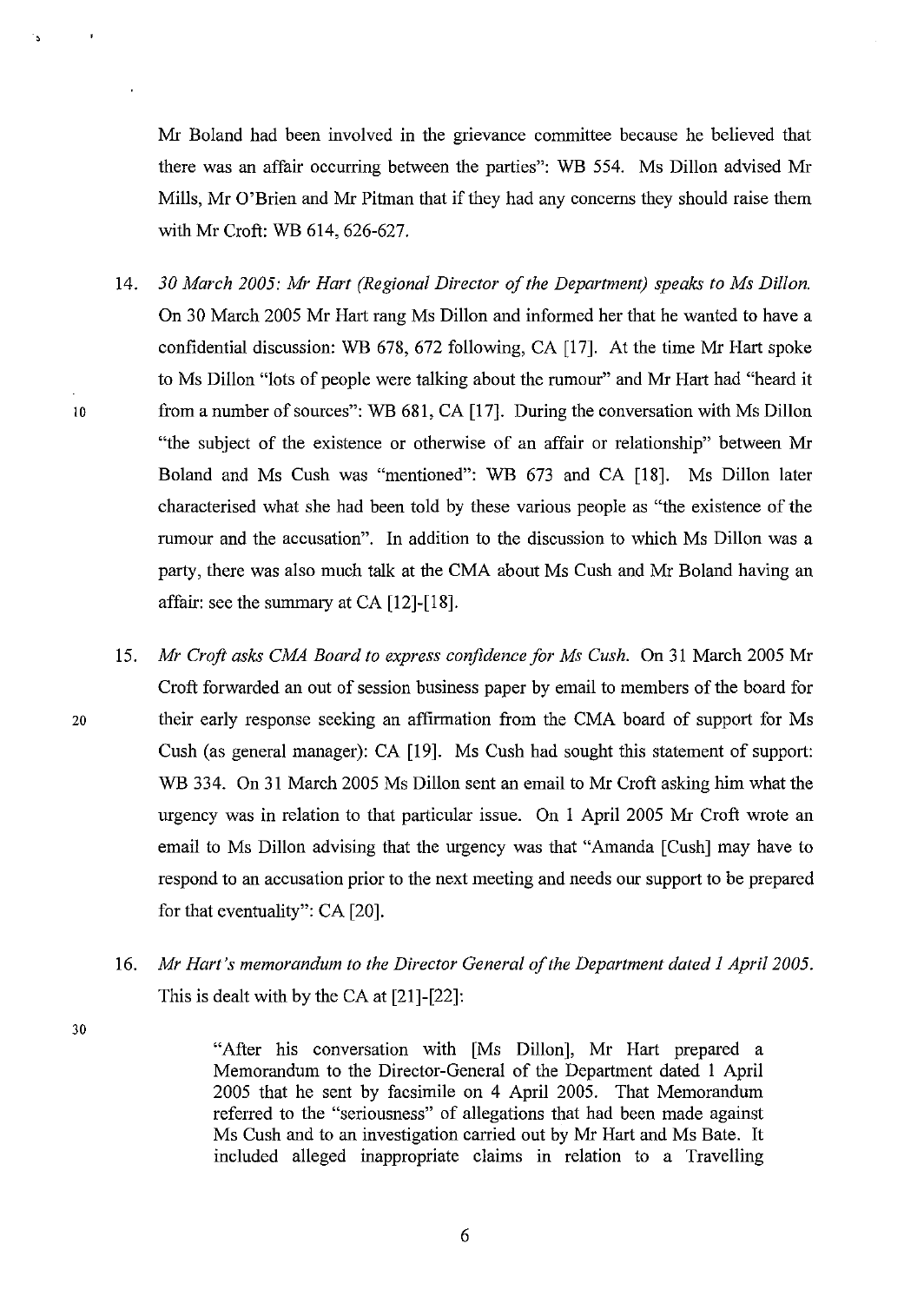Mr Boland had been involved in the grievance committee because he believed that there was an affair occurring between the parties": WB 554. Ms Dillon advised Mr Mills, Mr O'Brien and Mr Pitman that if they had any concerns they should raise them with Mr Croft: WB 614, 626-627.

14. *30 March 2005: Mr Hart (Regional Director of the Department) speaks to Ms Dillon.* On 30 March 2005 Mr Hart rang Ms Dillon and informed her that he wanted to have a confidential discussion: WB 678, 672 following, CA [17]. At the time Mr Hart spoke to Ms Dillon "lots of people were talking about the rumour" and Mr Hart had "heard it from a number of sources": WB 681, CA [17]. During the conversation with Ms Dillon "the subject of the existence or otherwise of an affair or relationship" between Mr Boland and Ms Cush was "mentioned": WB 673 and CA [18]. Ms Dillon later characterised what she had been told by these various people as "the existence of the rumour and the accusation". In addition to the discussion to which Ms Dillon was a party, there was also much talk at the CMA about Ms Cush and Mr Boland having an affair: see the summary at CA [12]-[18].

15. *Mr Croft asks CMA Board to express confidence for Ms Cush.* On 31 March 2005 Mr Croft forwarded an out of session business paper by email to members of the board for their early response seeking an affirmation from the CMA board of support for Ms Cush (as general manager): CA [19]. Ms Cush had sought this statement of support: WB 334. On 31 March 2005 Ms Dillon sent an email to Mr Croft asking him what the urgency was in relation to that particular issue. On 1 April 2005 Mr Croft wrote an email to Ms Dillon advising that the urgency was that "Amanda [Cush] may have to respond to an accusation prior to the next meeting and needs our support to be prepared for that eventuality": CA [20].

16. *Mr Hart's memorandum to the Director General of the Department dated 1 April 2005.* This is dealt with by the CA at [21]-[22]:

> "After his conversation with [Ms Dillon], Mr Hart prepared a Memorandum to the Director-General of the Department dated 1 April 2005 that he sent by facsimile on 4 April 2005. That Memorandum referred to the "seriousness" of allegations that had been made against Ms Cush and to an investigation carried out by Mr Hart and Ms Bate. It included alleged inappropriate claims in relation to a Travelling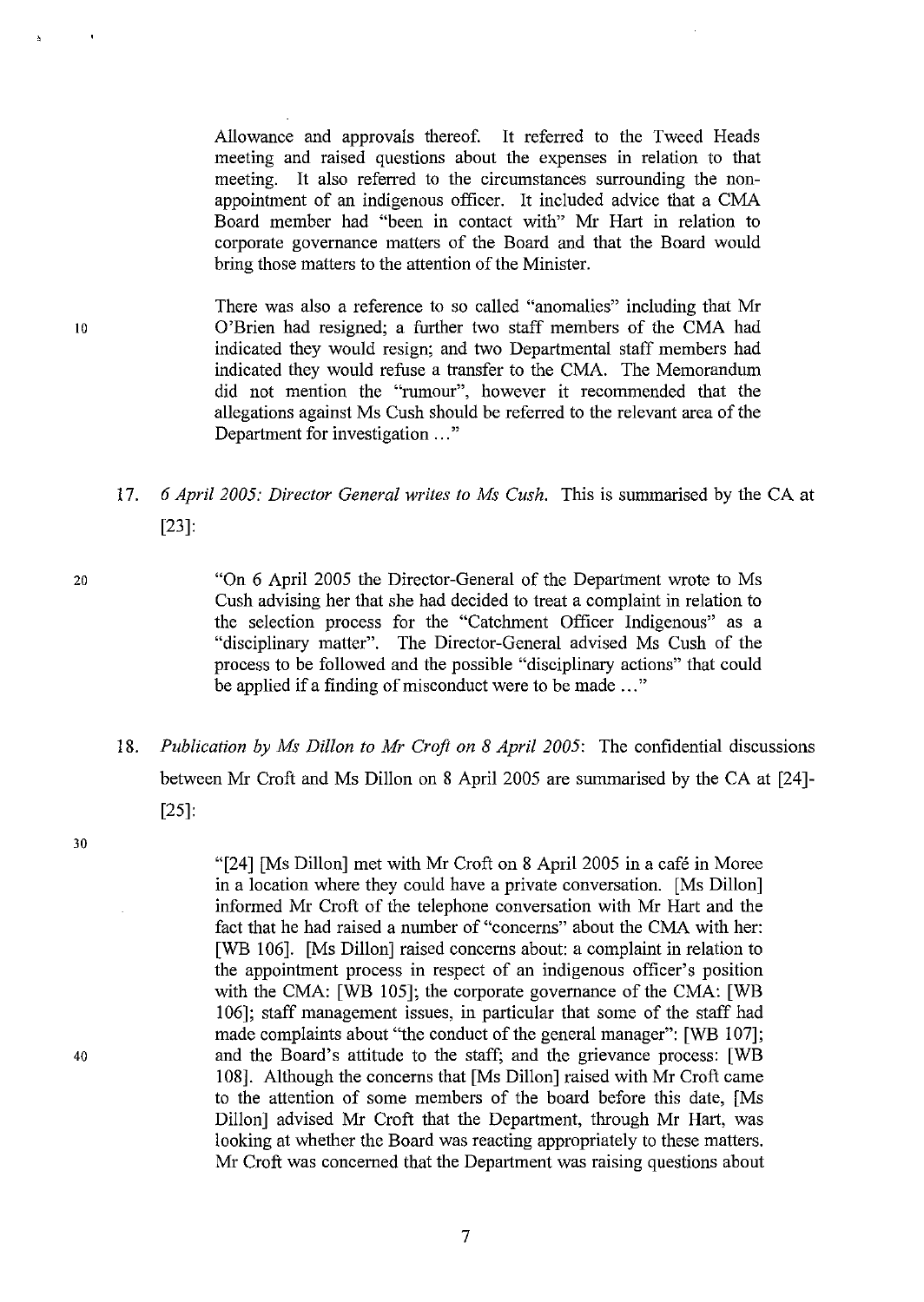Allowance and approvals thereof. It referred to the Tweed Heads meeting and raised questions about the expenses in relation to that meeting. It also referred to the circumstances surrounding the non-appointment of an indigenous officer. It included advice that a CMA Board member had "been in contact with" Mr Hart in relation to corporate governance matters of the Board and that the Board would bring those matters to the attention of the Minister.

> There was also a reference to so called "anomalies" including that Mr O'Brien had resigned; a further two staff members of the CMA had indicated they would resign; and two Departmental staff members had indicated they would refuse a transfer to the CMA. The Memorandum did not mention the "rumour", however it recommended that the allegations against Ms Cush should be referred to the relevant area of the Department for investigation …"

17. *6 April 2005: Director General writes to Ms Cush.* This is summarised by the CA at [23]:

> "On 6 April 2005 the Director-General of the Department wrote to Ms Cush advising her that she had decided to treat a complaint in relation to the selection process for the "Catchment Officer Indigenous" as a "disciplinary matter". The Director-General advised Ms Cush of the process to be followed and the possible "disciplinary actions" that could be applied if a finding of misconduct were to be made …"

18. *Publication by Ms Dillon to Mr Croft on 8 April 2005*: The confidential discussions between Mr Croft and Ms Dillon on 8 April 2005 are summarised by the CA at [24]-[25]:

> "[24] [Ms Dillon] met with Mr Croft on 8 April 2005 in a café in Moree in a location where they could have a private conversation. [Ms Dillon] informed Mr Croft of the telephone conversation with Mr Hart and the fact that he had raised a number of "concerns" about the CMA with her: [WB 106]. [Ms Dillon] raised concerns about: a complaint in relation to the appointment process in respect of an indigenous officer's position with the CMA: [WB 105]; the corporate governance of the CMA: [WB 106]; staff management issues, in particular that some of the staff had made complaints about "the conduct of the general manager": [WB 107]; and the Board's attitude to the staff; and the grievance process: [WB 108]. Although the concerns that [Ms Dillon] raised with Mr Croft came to the attention of some members of the board before this date, [Ms Dillon] advised Mr Croft that the Department, through Mr Hart, was looking at whether the Board was reacting appropriately to these matters. Mr Croft was concerned that the Department was raising questions about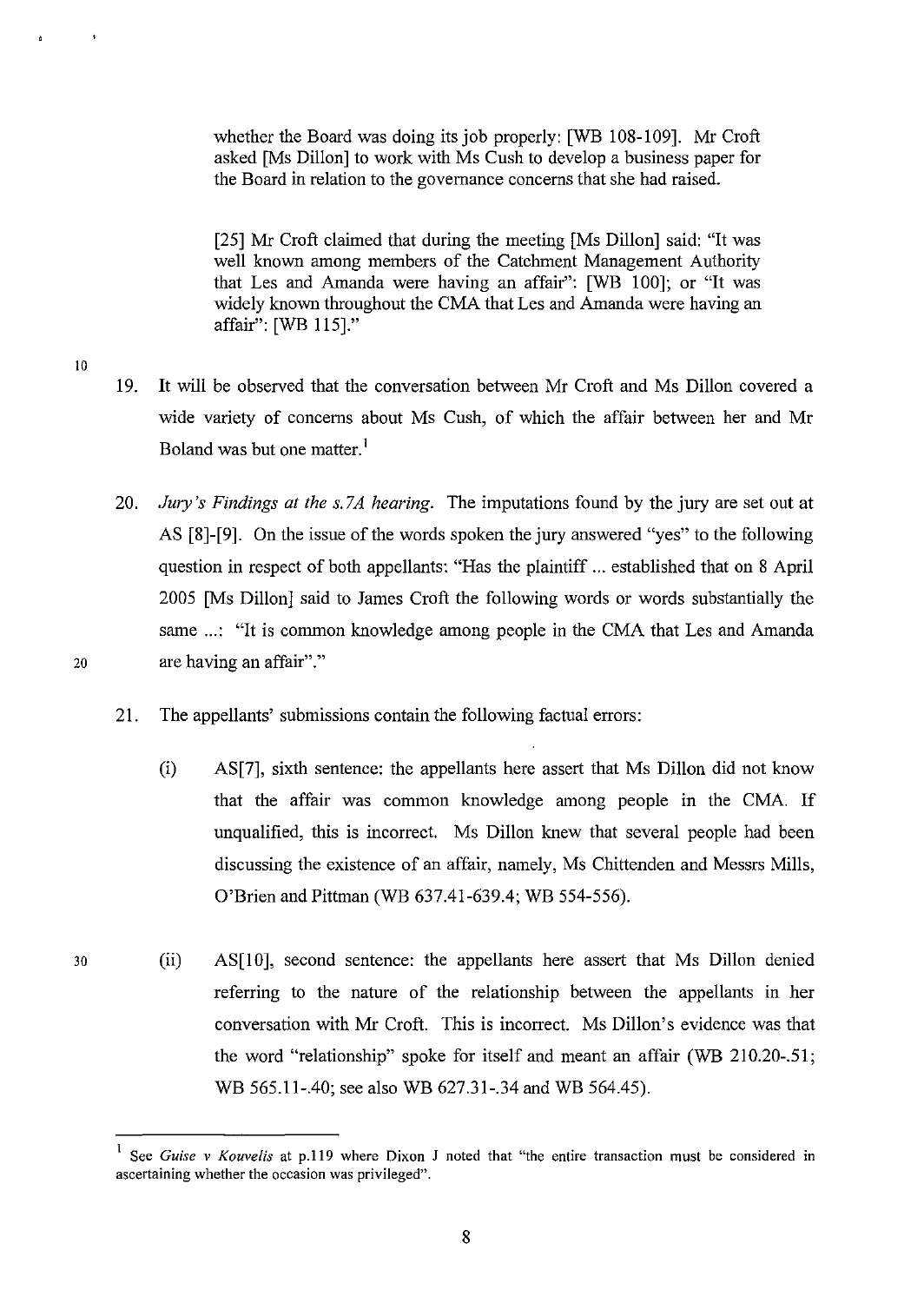> whether the Board was doing its job properly: [WB 108-109]. Mr Croft asked [Ms Dillon] to work with Ms Cush to develop a business paper for the Board in relation to the governance concerns that she had raised.
>
> [25] Mr Croft claimed that during the meeting [Ms Dillon] said: "It was well known among members of the Catchment Management Authority that Les and Amanda were having an affair": [WB 100]; or "It was widely known throughout the CMA that Les and Amanda were having an affair": [WB 115]."

19. It will be observed that the conversation between Mr Croft and Ms Dillon covered a wide variety of concerns about Ms Cush, of which the affair between her and Mr Boland was but one matter.[1]

20. *Jury's Findings at the s.7A hearing.* The imputations found by the jury are set out at AS [8]-[9]. On the issue of the words spoken the jury answered "yes" to the following question in respect of both appellants: "Has the plaintiff ... established that on 8 April 2005 [Ms Dillon] said to James Croft the following words or words substantially the same ...: "It is common knowledge among people in the CMA that Les and Amanda are having an affair"."

21. The appellants' submissions contain the following factual errors:

    (i) AS[7], sixth sentence: the appellants here assert that Ms Dillon did not know that the affair was common knowledge among people in the CMA. If unqualified, this is incorrect. Ms Dillon knew that several people had been discussing the existence of an affair, namely, Ms Chittenden and Messrs Mills, O'Brien and Pittman (WB 637.41-639.4; WB 554-556).

    (ii) AS[10], second sentence: the appellants here assert that Ms Dillon denied referring to the nature of the relationship between the appellants in her conversation with Mr Croft. This is incorrect. Ms Dillon's evidence was that the word "relationship" spoke for itself and meant an affair (WB 210.20-.51; WB 565.11-.40; see also WB 627.31-.34 and WB 564.45).

---

[1] See *Guise v Kouvelis* at p.119 where Dixon J noted that "the entire transaction must be considered in ascertaining whether the occasion was privileged".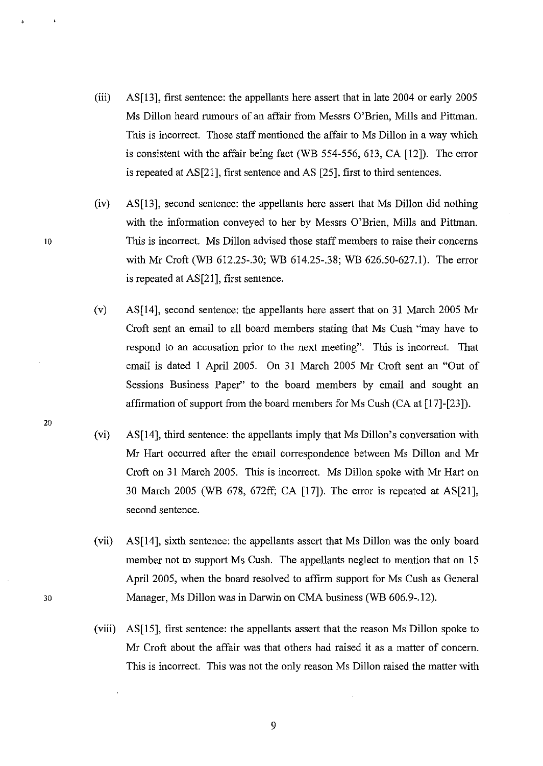(iii) AS[13], first sentence: the appellants here assert that in late 2004 or early 2005 Ms Dillon heard rumours of an affair from Messrs O'Brien, Mills and Pittman. This is incorrect. Those staff mentioned the affair to Ms Dillon in a way which is consistent with the affair being fact (WB 554-556, 613, CA [12]). The error is repeated at AS[21], first sentence and AS [25], first to third sentences.

(iv) AS[13], second sentence: the appellants here assert that Ms Dillon did nothing with the information conveyed to her by Messrs O'Brien, Mills and Pittman. This is incorrect. Ms Dillon advised those staff members to raise their concerns with Mr Croft (WB 612.25-.30; WB 614.25-.38; WB 626.50-627.1). The error is repeated at AS[21], first sentence.

(v) AS[14], second sentence: the appellants here assert that on 31 March 2005 Mr Croft sent an email to all board members stating that Ms Cush "may have to respond to an accusation prior to the next meeting". This is incorrect. That email is dated 1 April 2005. On 31 March 2005 Mr Croft sent an "Out of Sessions Business Paper" to the board members by email and sought an affirmation of support from the board members for Ms Cush (CA at [17]-[23]).

(vi) AS[14], third sentence: the appellants imply that Ms Dillon's conversation with Mr Hart occurred after the email correspondence between Ms Dillon and Mr Croft on 31 March 2005. This is incorrect. Ms Dillon spoke with Mr Hart on 30 March 2005 (WB 678, 672ff; CA [17]). The error is repeated at AS[21], second sentence.

(vii) AS[14], sixth sentence: the appellants assert that Ms Dillon was the only board member not to support Ms Cush. The appellants neglect to mention that on 15 April 2005, when the board resolved to affirm support for Ms Cush as General Manager, Ms Dillon was in Darwin on CMA business (WB 606.9-.12).

(viii) AS[15], first sentence: the appellants assert that the reason Ms Dillon spoke to Mr Croft about the affair was that others had raised it as a matter of concern. This is incorrect. This was not the only reason Ms Dillon raised the matter with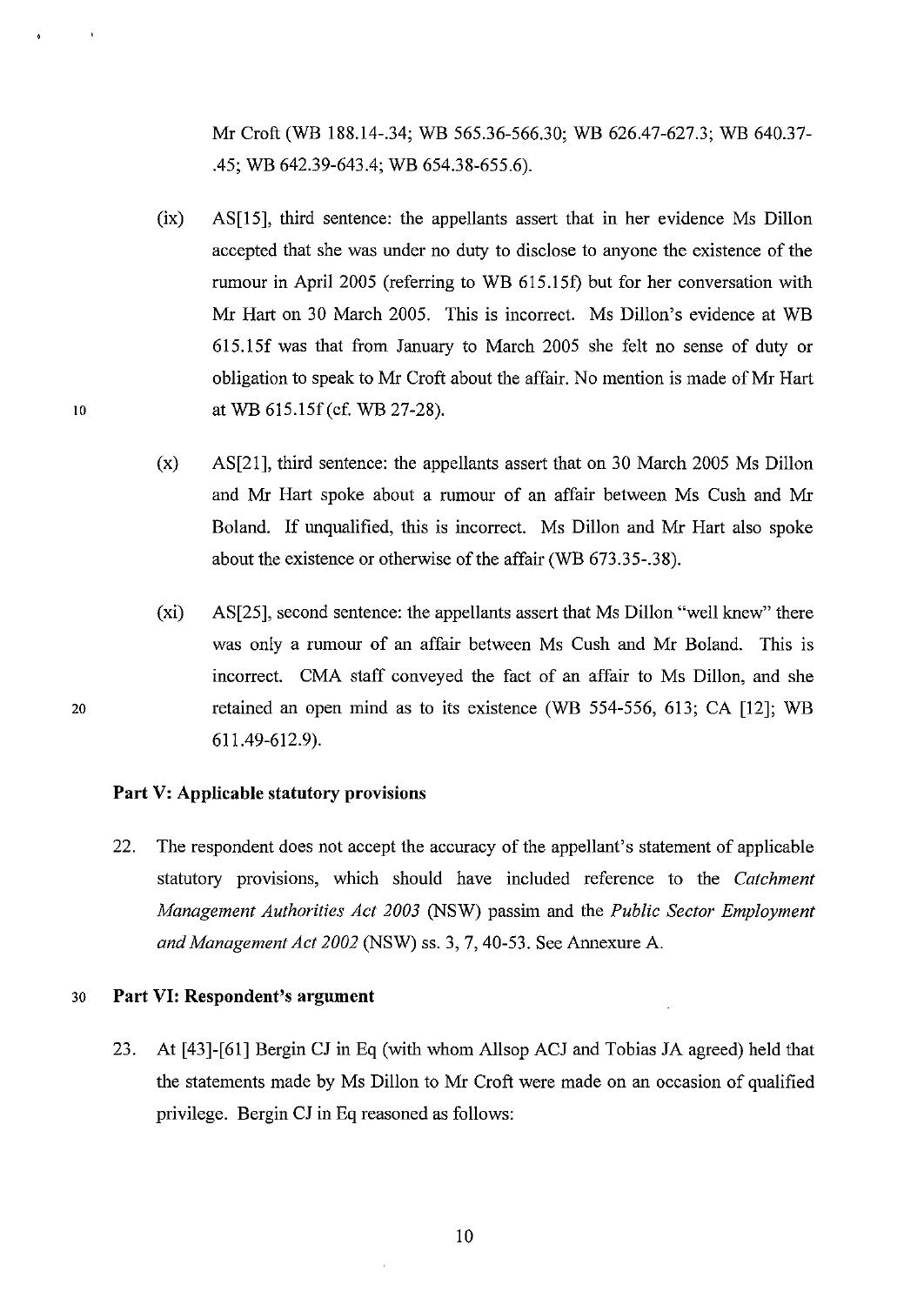Mr Croft (WB 188.14-.34; WB 565.36-566.30; WB 626.47-627.3; WB 640.37-.45; WB 642.39-643.4; WB 654.38-655.6).

(ix) AS[15], third sentence: the appellants assert that in her evidence Ms Dillon accepted that she was under no duty to disclose to anyone the existence of the rumour in April 2005 (referring to WB 615.15f) but for her conversation with Mr Hart on 30 March 2005. This is incorrect. Ms Dillon's evidence at WB 615.15f was that from January to March 2005 she felt no sense of duty or obligation to speak to Mr Croft about the affair. No mention is made of Mr Hart at WB 615.15f (cf. WB 27-28).

(x) AS[21], third sentence: the appellants assert that on 30 March 2005 Ms Dillon and Mr Hart spoke about a rumour of an affair between Ms Cush and Mr Boland. If unqualified, this is incorrect. Ms Dillon and Mr Hart also spoke about the existence or otherwise of the affair (WB 673.35-.38).

(xi) AS[25], second sentence: the appellants assert that Ms Dillon "well knew" there was only a rumour of an affair between Ms Cush and Mr Boland. This is incorrect. CMA staff conveyed the fact of an affair to Ms Dillon, and she retained an open mind as to its existence (WB 554-556, 613; CA [12]; WB 611.49-612.9).

## Part V: Applicable statutory provisions

22. The respondent does not accept the accuracy of the appellant's statement of applicable statutory provisions, which should have included reference to the *Catchment Management Authorities Act 2003* (NSW) passim and the *Public Sector Employment and Management Act 2002* (NSW) ss. 3, 7, 40-53. See Annexure A.

## Part VI: Respondent's argument

23. At [43]-[61] Bergin CJ in Eq (with whom Allsop ACJ and Tobias JA agreed) held that the statements made by Ms Dillon to Mr Croft were made on an occasion of qualified privilege. Bergin CJ in Eq reasoned as follows: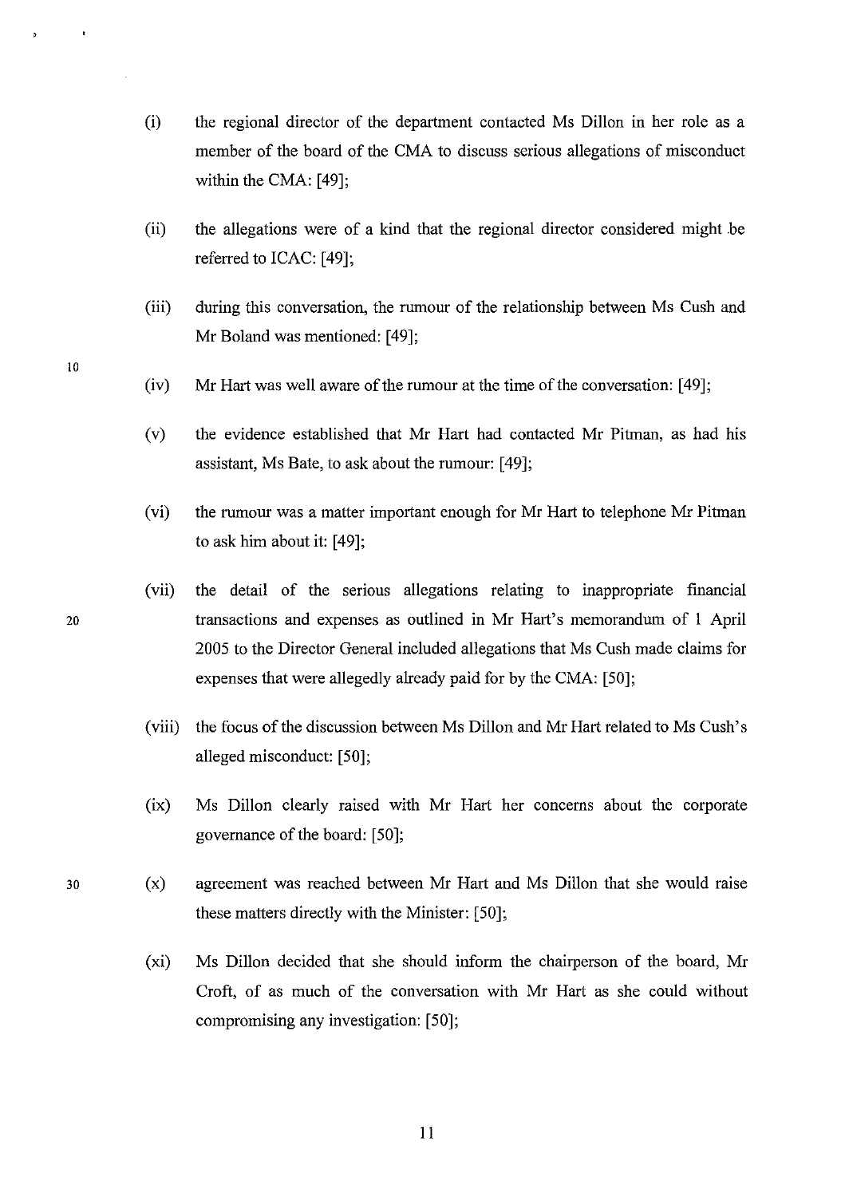(i) the regional director of the department contacted Ms Dillon in her role as a member of the board of the CMA to discuss serious allegations of misconduct within the CMA: [49];

(ii) the allegations were of a kind that the regional director considered might be referred to ICAC: [49];

(iii) during this conversation, the rumour of the relationship between Ms Cush and Mr Boland was mentioned: [49];

(iv) Mr Hart was well aware of the rumour at the time of the conversation: [49];

(v) the evidence established that Mr Hart had contacted Mr Pitman, as had his assistant, Ms Bate, to ask about the rumour: [49];

(vi) the rumour was a matter important enough for Mr Hart to telephone Mr Pitman to ask him about it: [49];

(vii) the detail of the serious allegations relating to inappropriate financial transactions and expenses as outlined in Mr Hart's memorandum of 1 April 2005 to the Director General included allegations that Ms Cush made claims for expenses that were allegedly already paid for by the CMA: [50];

(viii) the focus of the discussion between Ms Dillon and Mr Hart related to Ms Cush's alleged misconduct: [50];

(ix) Ms Dillon clearly raised with Mr Hart her concerns about the corporate governance of the board: [50];

(x) agreement was reached between Mr Hart and Ms Dillon that she would raise these matters directly with the Minister: [50];

(xi) Ms Dillon decided that she should inform the chairperson of the board, Mr Croft, of as much of the conversation with Mr Hart as she could without compromising any investigation: [50];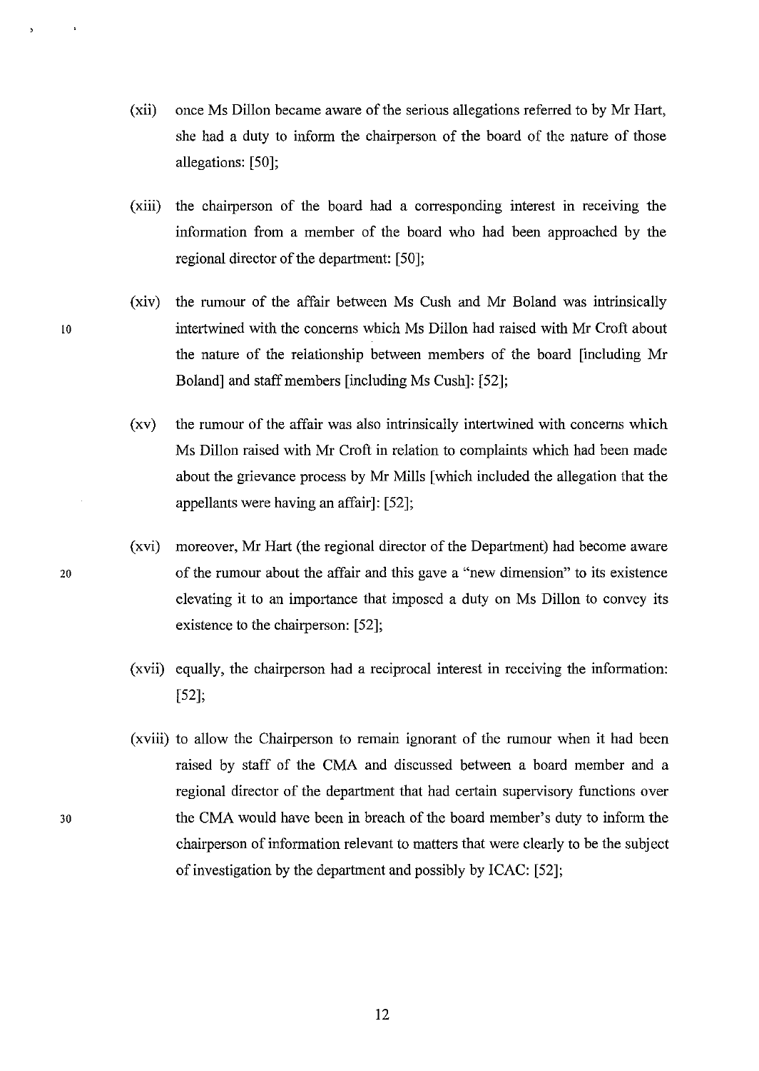(xii) once Ms Dillon became aware of the serious allegations referred to by Mr Hart, she had a duty to inform the chairperson of the board of the nature of those allegations: [50];

(xiii) the chairperson of the board had a corresponding interest in receiving the information from a member of the board who had been approached by the regional director of the department: [50];

(xiv) the rumour of the affair between Ms Cush and Mr Boland was intrinsically intertwined with the concerns which Ms Dillon had raised with Mr Croft about the nature of the relationship between members of the board [including Mr Boland] and staff members [including Ms Cush]: [52];

(xv) the rumour of the affair was also intrinsically intertwined with concerns which Ms Dillon raised with Mr Croft in relation to complaints which had been made about the grievance process by Mr Mills [which included the allegation that the appellants were having an affair]: [52];

(xvi) moreover, Mr Hart (the regional director of the Department) had become aware of the rumour about the affair and this gave a "new dimension" to its existence elevating it to an importance that imposed a duty on Ms Dillon to convey its existence to the chairperson: [52];

(xvii) equally, the chairperson had a reciprocal interest in receiving the information: [52];

(xviii) to allow the Chairperson to remain ignorant of the rumour when it had been raised by staff of the CMA and discussed between a board member and a regional director of the department that had certain supervisory functions over the CMA would have been in breach of the board member's duty to inform the chairperson of information relevant to matters that were clearly to be the subject of investigation by the department and possibly by ICAC: [52];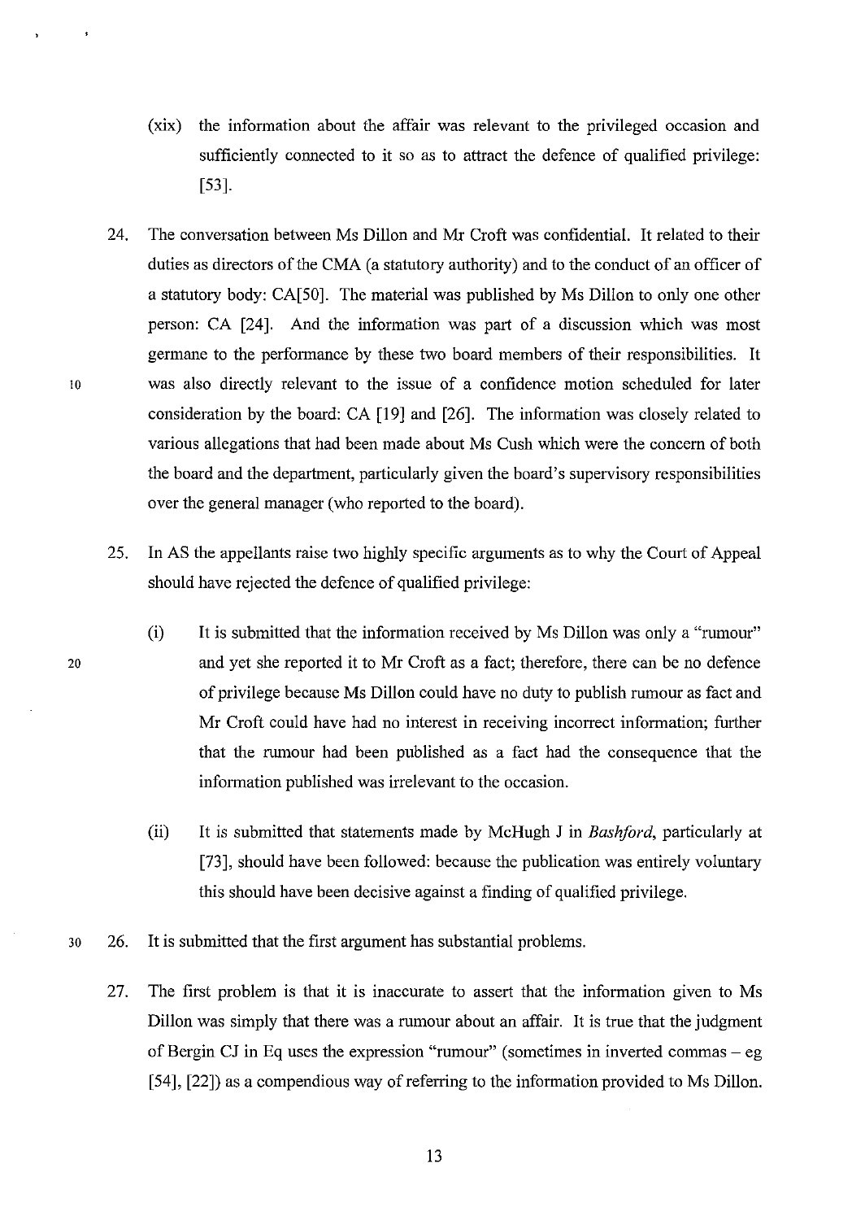(xix) the information about the affair was relevant to the privileged occasion and sufficiently connected to it so as to attract the defence of qualified privilege: [53].

24. The conversation between Ms Dillon and Mr Croft was confidential. It related to their duties as directors of the CMA (a statutory authority) and to the conduct of an officer of a statutory body: CA[50]. The material was published by Ms Dillon to only one other person: CA [24]. And the information was part of a discussion which was most germane to the performance by these two board members of their responsibilities. It was also directly relevant to the issue of a confidence motion scheduled for later consideration by the board: CA [19] and [26]. The information was closely related to various allegations that had been made about Ms Cush which were the concern of both the board and the department, particularly given the board's supervisory responsibilities over the general manager (who reported to the board).

25. In AS the appellants raise two highly specific arguments as to why the Court of Appeal should have rejected the defence of qualified privilege:

   (i) It is submitted that the information received by Ms Dillon was only a "rumour" and yet she reported it to Mr Croft as a fact; therefore, there can be no defence of privilege because Ms Dillon could have no duty to publish rumour as fact and Mr Croft could have had no interest in receiving incorrect information; further that the rumour had been published as a fact had the consequence that the information published was irrelevant to the occasion.

   (ii) It is submitted that statements made by McHugh J in *Bashford*, particularly at [73], should have been followed: because the publication was entirely voluntary this should have been decisive against a finding of qualified privilege.

26. It is submitted that the first argument has substantial problems.

27. The first problem is that it is inaccurate to assert that the information given to Ms Dillon was simply that there was a rumour about an affair. It is true that the judgment of Bergin CJ in Eq uses the expression "rumour" (sometimes in inverted commas – eg [54], [22]) as a compendious way of referring to the information provided to Ms Dillon.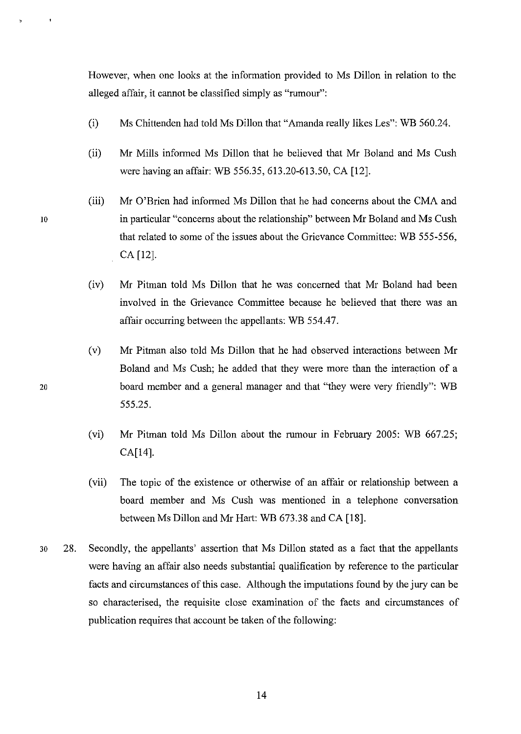However, when one looks at the information provided to Ms Dillon in relation to the alleged affair, it cannot be classified simply as "rumour":

(i) Ms Chittenden had told Ms Dillon that "Amanda really likes Les": WB 560.24.

(ii) Mr Mills informed Ms Dillon that he believed that Mr Boland and Ms Cush were having an affair: WB 556.35, 613.20-613.50, CA [12].

(iii) Mr O'Brien had informed Ms Dillon that he had concerns about the CMA and in particular "concerns about the relationship" between Mr Boland and Ms Cush that related to some of the issues about the Grievance Committee: WB 555-556, CA [12].

(iv) Mr Pitman told Ms Dillon that he was concerned that Mr Boland had been involved in the Grievance Committee because he believed that there was an affair occurring between the appellants: WB 554.47.

(v) Mr Pitman also told Ms Dillon that he had observed interactions between Mr Boland and Ms Cush; he added that they were more than the interaction of a board member and a general manager and that "they were very friendly": WB 555.25.

(vi) Mr Pitman told Ms Dillon about the rumour in February 2005: WB 667.25; CA[14].

(vii) The topic of the existence or otherwise of an affair or relationship between a board member and Ms Cush was mentioned in a telephone conversation between Ms Dillon and Mr Hart: WB 673.38 and CA [18].

28. Secondly, the appellants' assertion that Ms Dillon stated as a fact that the appellants were having an affair also needs substantial qualification by reference to the particular facts and circumstances of this case. Although the imputations found by the jury can be so characterised, the requisite close examination of the facts and circumstances of publication requires that account be taken of the following: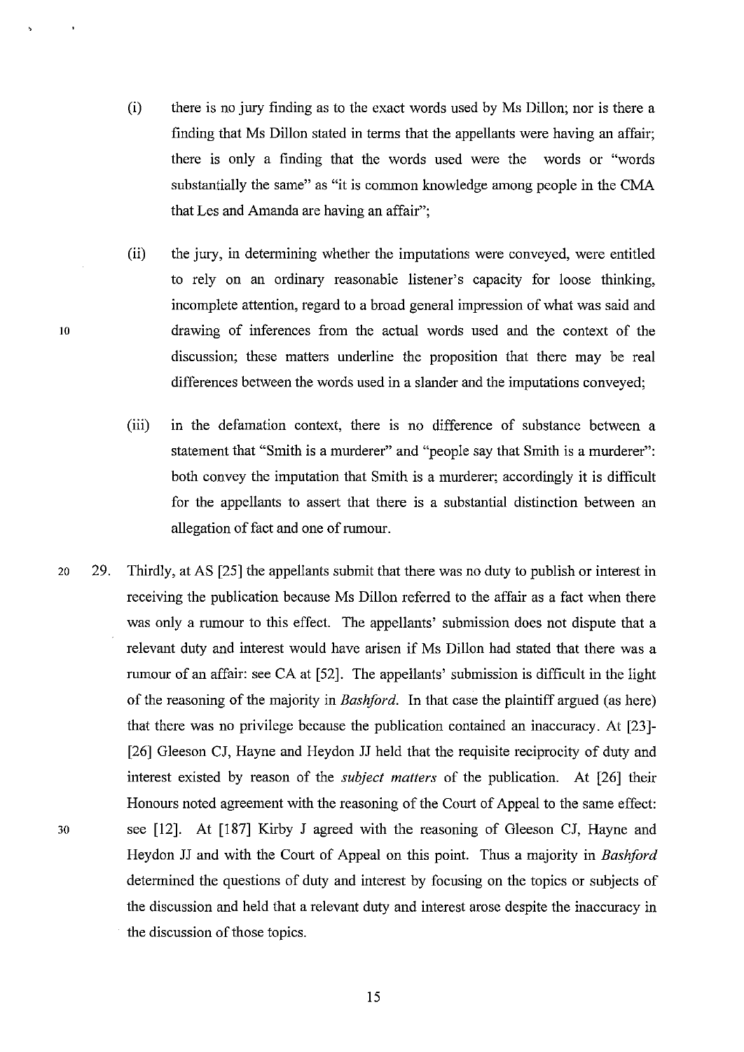(i) there is no jury finding as to the exact words used by Ms Dillon; nor is there a finding that Ms Dillon stated in terms that the appellants were having an affair; there is only a finding that the words used were the words or "words substantially the same" as "it is common knowledge among people in the CMA that Les and Amanda are having an affair";

(ii) the jury, in determining whether the imputations were conveyed, were entitled to rely on an ordinary reasonable listener's capacity for loose thinking, incomplete attention, regard to a broad general impression of what was said and drawing of inferences from the actual words used and the context of the discussion; these matters underline the proposition that there may be real differences between the words used in a slander and the imputations conveyed;

(iii) in the defamation context, there is no difference of substance between a statement that "Smith is a murderer" and "people say that Smith is a murderer": both convey the imputation that Smith is a murderer; accordingly it is difficult for the appellants to assert that there is a substantial distinction between an allegation of fact and one of rumour.

29. Thirdly, at AS [25] the appellants submit that there was no duty to publish or interest in receiving the publication because Ms Dillon referred to the affair as a fact when there was only a rumour to this effect. The appellants' submission does not dispute that a relevant duty and interest would have arisen if Ms Dillon had stated that there was a rumour of an affair: see CA at [52]. The appellants' submission is difficult in the light of the reasoning of the majority in *Bashford*. In that case the plaintiff argued (as here) that there was no privilege because the publication contained an inaccuracy. At [23]-[26] Gleeson CJ, Hayne and Heydon JJ held that the requisite reciprocity of duty and interest existed by reason of the *subject matters* of the publication. At [26] their Honours noted agreement with the reasoning of the Court of Appeal to the same effect: see [12]. At [187] Kirby J agreed with the reasoning of Gleeson CJ, Hayne and Heydon JJ and with the Court of Appeal on this point. Thus a majority in *Bashford* determined the questions of duty and interest by focusing on the topics or subjects of the discussion and held that a relevant duty and interest arose despite the inaccuracy in the discussion of those topics.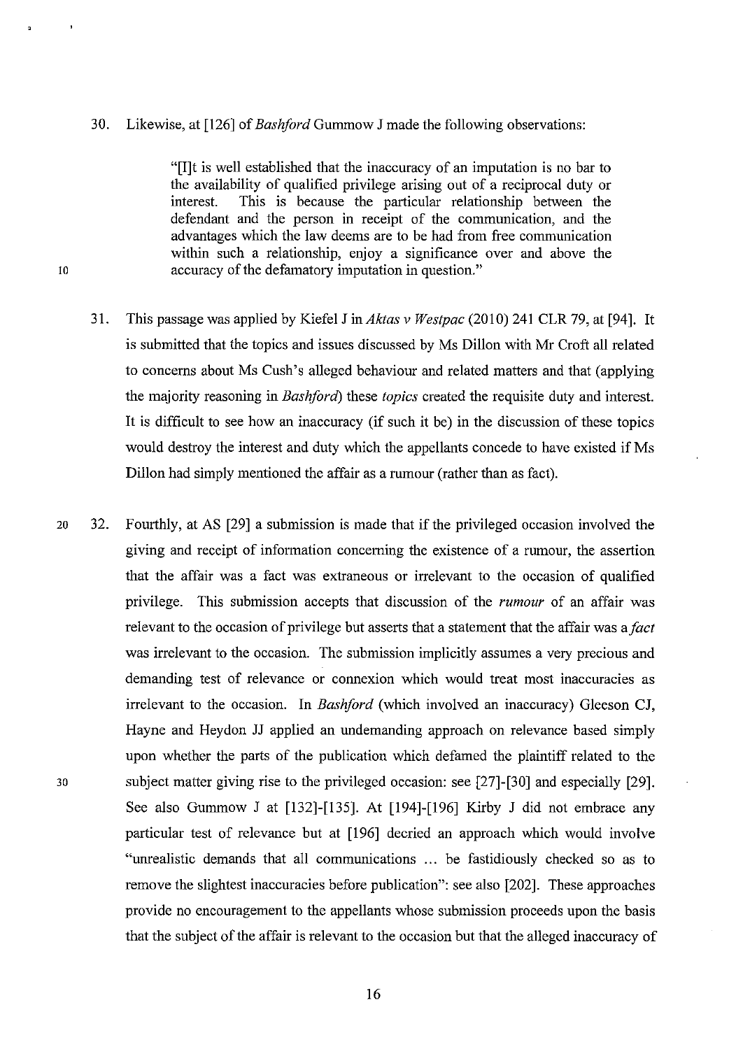30. Likewise, at [126] of *Bashford* Gummow J made the following observations:

> "[I]t is well established that the inaccuracy of an imputation is no bar to the availability of qualified privilege arising out of a reciprocal duty or interest. This is because the particular relationship between the defendant and the person in receipt of the communication, and the advantages which the law deems are to be had from free communication within such a relationship, enjoy a significance over and above the accuracy of the defamatory imputation in question."

31. This passage was applied by Kiefel J in *Aktas v Westpac* (2010) 241 CLR 79, at [94]. It is submitted that the topics and issues discussed by Ms Dillon with Mr Croft all related to concerns about Ms Cush's alleged behaviour and related matters and that (applying the majority reasoning in *Bashford*) these *topics* created the requisite duty and interest. It is difficult to see how an inaccuracy (if such it be) in the discussion of these topics would destroy the interest and duty which the appellants concede to have existed if Ms Dillon had simply mentioned the affair as a rumour (rather than as fact).

32. Fourthly, at AS [29] a submission is made that if the privileged occasion involved the giving and receipt of information concerning the existence of a rumour, the assertion that the affair was a fact was extraneous or irrelevant to the occasion of qualified privilege. This submission accepts that discussion of the *rumour* of an affair was relevant to the occasion of privilege but asserts that a statement that the affair was a *fact* was irrelevant to the occasion. The submission implicitly assumes a very precious and demanding test of relevance or connexion which would treat most inaccuracies as irrelevant to the occasion. In *Bashford* (which involved an inaccuracy) Gleeson CJ, Hayne and Heydon JJ applied an undemanding approach on relevance based simply upon whether the parts of the publication which defamed the plaintiff related to the subject matter giving rise to the privileged occasion: see [27]-[30] and especially [29]. See also Gummow J at [132]-[135]. At [194]-[196] Kirby J did not embrace any particular test of relevance but at [196] decried an approach which would involve "unrealistic demands that all communications ... be fastidiously checked so as to remove the slightest inaccuracies before publication": see also [202]. These approaches provide no encouragement to the appellants whose submission proceeds upon the basis that the subject of the affair is relevant to the occasion but that the alleged inaccuracy of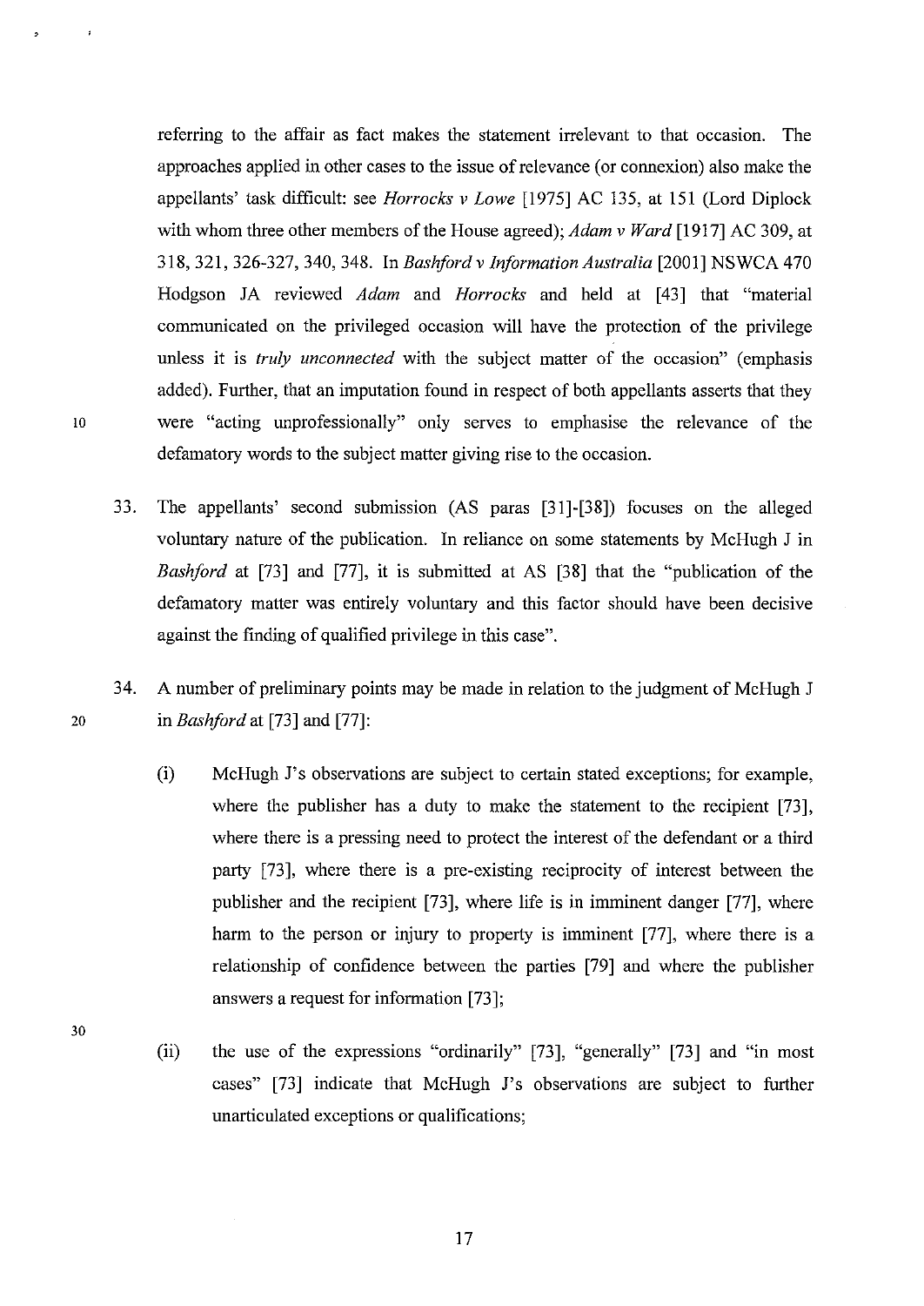referring to the affair as fact makes the statement irrelevant to that occasion. The approaches applied in other cases to the issue of relevance (or connexion) also make the appellants' task difficult: see *Horrocks v Lowe* [1975] AC 135, at 151 (Lord Diplock with whom three other members of the House agreed); *Adam v Ward* [1917] AC 309, at 318, 321, 326-327, 340, 348. In *Bashford v Information Australia* [2001] NSWCA 470 Hodgson JA reviewed *Adam* and *Horrocks* and held at [43] that "material communicated on the privileged occasion will have the protection of the privilege unless it is *truly unconnected* with the subject matter of the occasion" (emphasis added). Further, that an imputation found in respect of both appellants asserts that they were "acting unprofessionally" only serves to emphasise the relevance of the defamatory words to the subject matter giving rise to the occasion.

33. The appellants' second submission (AS paras [31]-[38]) focuses on the alleged voluntary nature of the publication. In reliance on some statements by McHugh J in *Bashford* at [73] and [77], it is submitted at AS [38] that the "publication of the defamatory matter was entirely voluntary and this factor should have been decisive against the finding of qualified privilege in this case".

34. A number of preliminary points may be made in relation to the judgment of McHugh J in *Bashford* at [73] and [77]:

    (i) McHugh J's observations are subject to certain stated exceptions; for example, where the publisher has a duty to make the statement to the recipient [73], where there is a pressing need to protect the interest of the defendant or a third party [73], where there is a pre-existing reciprocity of interest between the publisher and the recipient [73], where life is in imminent danger [77], where harm to the person or injury to property is imminent [77], where there is a relationship of confidence between the parties [79] and where the publisher answers a request for information [73];

    (ii) the use of the expressions "ordinarily" [73], "generally" [73] and "in most cases" [73] indicate that McHugh J's observations are subject to further unarticulated exceptions or qualifications;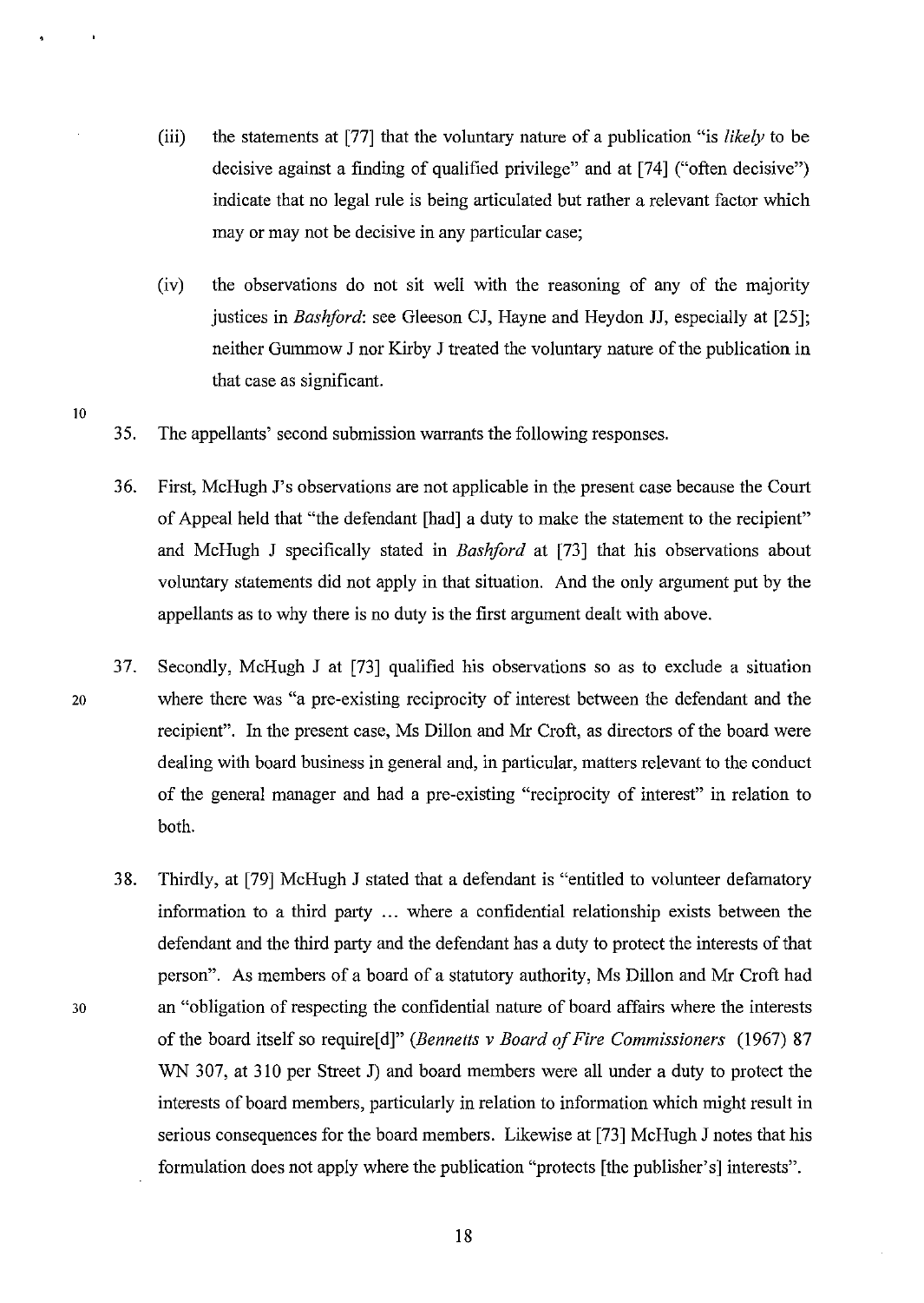(iii) the statements at [77] that the voluntary nature of a publication "is *likely* to be decisive against a finding of qualified privilege" and at [74] ("often decisive") indicate that no legal rule is being articulated but rather a relevant factor which may or may not be decisive in any particular case;

(iv) the observations do not sit well with the reasoning of any of the majority justices in *Bashford*: see Gleeson CJ, Hayne and Heydon JJ, especially at [25]; neither Gummow J nor Kirby J treated the voluntary nature of the publication in that case as significant.

35. The appellants' second submission warrants the following responses.

36. First, McHugh J's observations are not applicable in the present case because the Court of Appeal held that "the defendant [had] a duty to make the statement to the recipient" and McHugh J specifically stated in *Bashford* at [73] that his observations about voluntary statements did not apply in that situation. And the only argument put by the appellants as to why there is no duty is the first argument dealt with above.

37. Secondly, McHugh J at [73] qualified his observations so as to exclude a situation where there was "a pre-existing reciprocity of interest between the defendant and the recipient". In the present case, Ms Dillon and Mr Croft, as directors of the board were dealing with board business in general and, in particular, matters relevant to the conduct of the general manager and had a pre-existing "reciprocity of interest" in relation to both.

38. Thirdly, at [79] McHugh J stated that a defendant is "entitled to volunteer defamatory information to a third party ... where a confidential relationship exists between the defendant and the third party and the defendant has a duty to protect the interests of that person". As members of a board of a statutory authority, Ms Dillon and Mr Croft had an "obligation of respecting the confidential nature of board affairs where the interests of the board itself so require[d]" (*Bennetts v Board of Fire Commissioners* (1967) 87 WN 307, at 310 per Street J) and board members were all under a duty to protect the interests of board members, particularly in relation to information which might result in serious consequences for the board members. Likewise at [73] McHugh J notes that his formulation does not apply where the publication "protects [the publisher's] interests".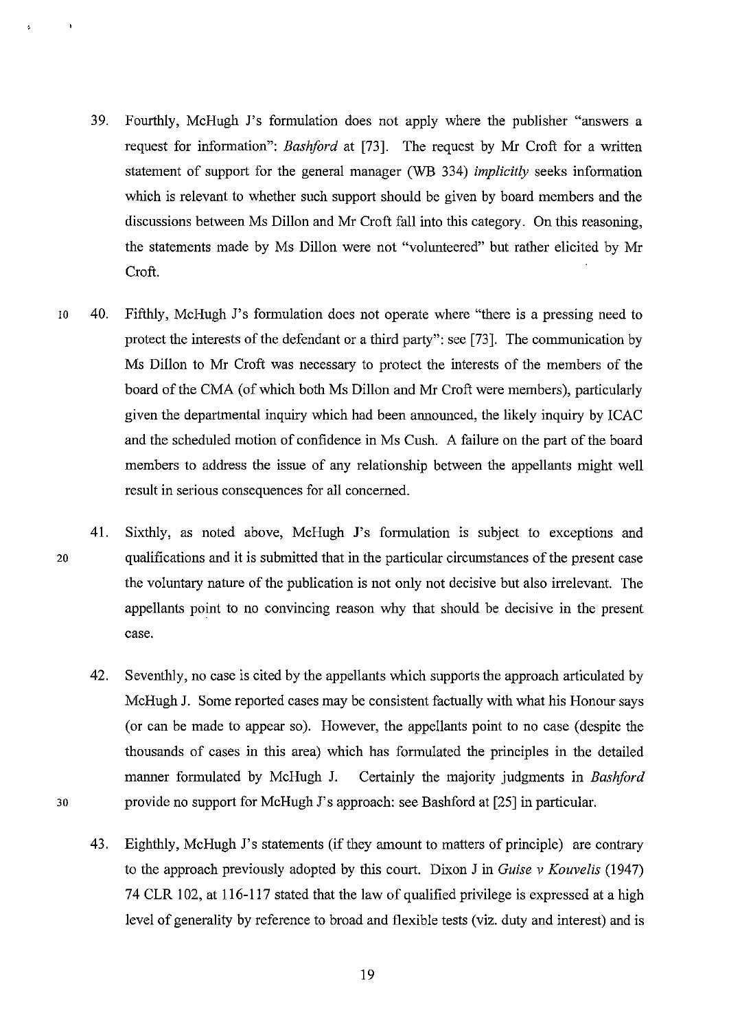39. Fourthly, McHugh J's formulation does not apply where the publisher "answers a request for information": *Bashford* at [73]. The request by Mr Croft for a written statement of support for the general manager (WB 334) *implicitly* seeks information which is relevant to whether such support should be given by board members and the discussions between Ms Dillon and Mr Croft fall into this category. On this reasoning, the statements made by Ms Dillon were not "volunteered" but rather elicited by Mr Croft.

40. Fifthly, McHugh J's formulation does not operate where "there is a pressing need to protect the interests of the defendant or a third party": see [73]. The communication by Ms Dillon to Mr Croft was necessary to protect the interests of the members of the board of the CMA (of which both Ms Dillon and Mr Croft were members), particularly given the departmental inquiry which had been announced, the likely inquiry by ICAC and the scheduled motion of confidence in Ms Cush. A failure on the part of the board members to address the issue of any relationship between the appellants might well result in serious consequences for all concerned.

41. Sixthly, as noted above, McHugh J's formulation is subject to exceptions and qualifications and it is submitted that in the particular circumstances of the present case the voluntary nature of the publication is not only not decisive but also irrelevant. The appellants point to no convincing reason why that should be decisive in the present case.

42. Seventhly, no case is cited by the appellants which supports the approach articulated by McHugh J. Some reported cases may be consistent factually with what his Honour says (or can be made to appear so). However, the appellants point to no case (despite the thousands of cases in this area) which has formulated the principles in the detailed manner formulated by McHugh J. Certainly the majority judgments in *Bashford* provide no support for McHugh J's approach: see Bashford at [25] in particular.

43. Eighthly, McHugh J's statements (if they amount to matters of principle) are contrary to the approach previously adopted by this court. Dixon J in *Guise v Kouvelis* (1947) 74 CLR 102, at 116-117 stated that the law of qualified privilege is expressed at a high level of generality by reference to broad and flexible tests (viz. duty and interest) and is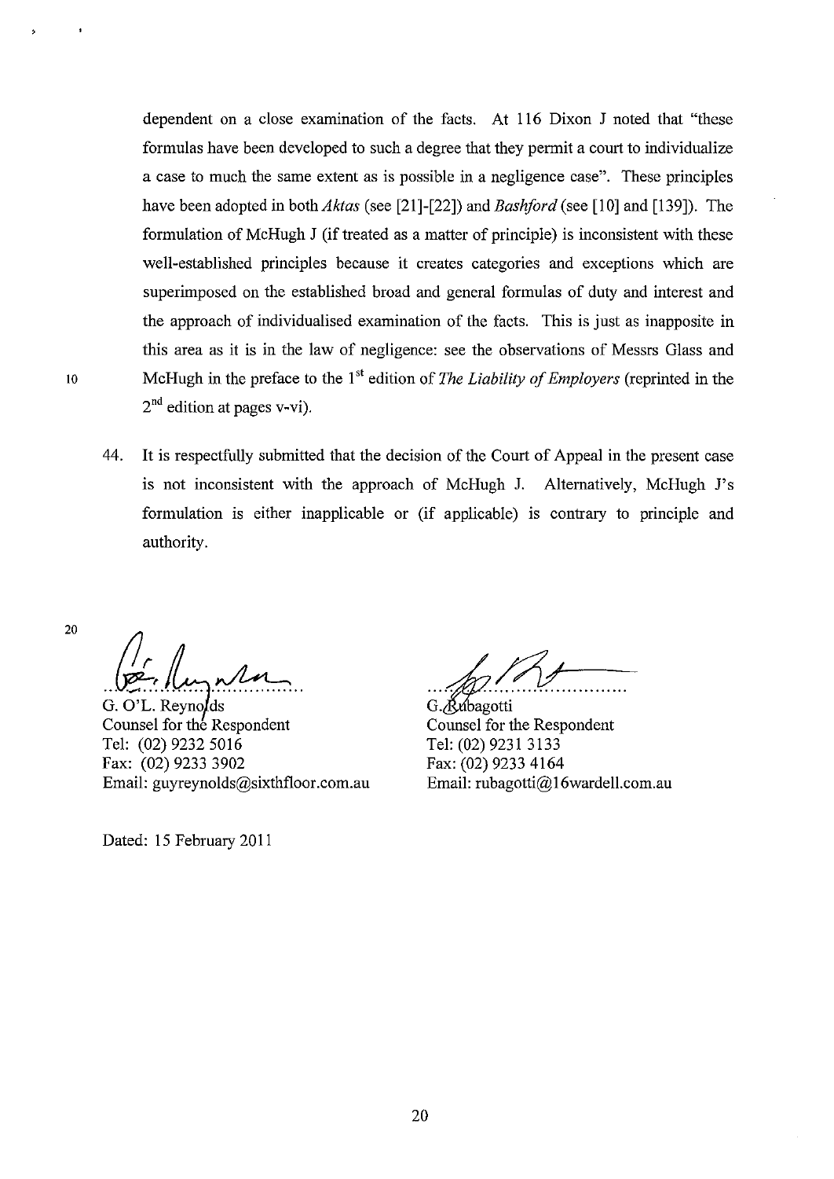dependent on a close examination of the facts. At 116 Dixon J noted that "these formulas have been developed to such a degree that they permit a court to individualize a case to much the same extent as is possible in a negligence case". These principles have been adopted in both *Aktas* (see [21]-[22]) and *Bashford* (see [10] and [139]). The formulation of McHugh J (if treated as a matter of principle) is inconsistent with these well-established principles because it creates categories and exceptions which are superimposed on the established broad and general formulas of duty and interest and the approach of individualised examination of the facts. This is just as inapposite in this area as it is in the law of negligence: see the observations of Messrs Glass and McHugh in the preface to the 1st edition of *The Liability of Employers* (reprinted in the 2nd edition at pages v-vi).

44. It is respectfully submitted that the decision of the Court of Appeal in the present case is not inconsistent with the approach of McHugh J. Alternatively, McHugh J's formulation is either inapplicable or (if applicable) is contrary to principle and authority.

G. O'L. Reynolds
Counsel for the Respondent
Tel: (02) 9232 5016
Fax: (02) 9233 3902
Email: guyreynolds@sixthfloor.com.au

G. Rubagotti
Counsel for the Respondent
Tel: (02) 9231 3133
Fax: (02) 9233 4164
Email: rubagotti@16wardell.com.au

Dated: 15 February 2011